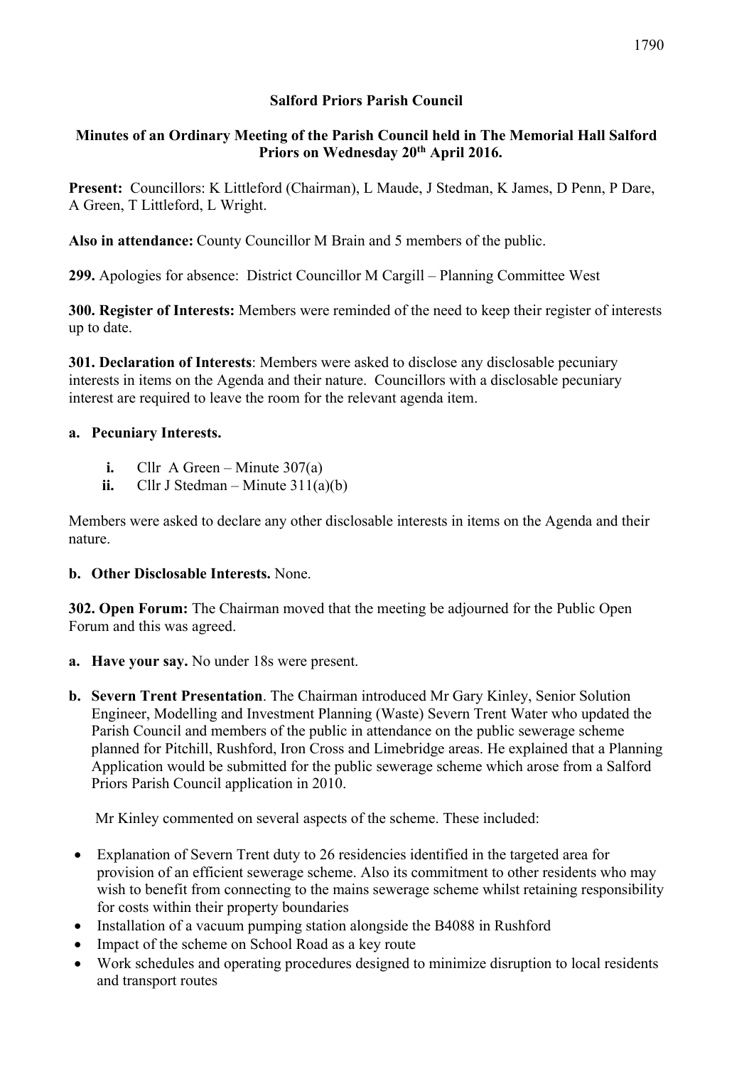# Salford Priors Parish Council

## Minutes of an Ordinary Meeting of the Parish Council held in The Memorial Hall Salford Priors on Wednesday 20th April 2016.

**Present:** Councillors: K Littleford (Chairman), L Maude, J Stedman, K James, D Penn, P Dare, A Green, T Littleford, L Wright.

**Also in attendance:** County Councillor M Brain and 5 members of the public.

**299.** Apologies for absence: District Councillor M Cargill – Planning Committee West

**300. Register of Interests:** Members were reminded of the need to keep their register of interests up to date.

**301. Declaration of Interests**: Members were asked to disclose any disclosable pecuniary interests in items on the Agenda and their nature. Councillors with a disclosable pecuniary interest are required to leave the room for the relevant agenda item.

**a. Pecuniary Interests.**

- **i.** Cllr A Green – Minute 307(a)
- **ii.** Cllr J Stedman – Minute 311(a)(b)

Members were asked to declare any other disclosable interests in items on the Agenda and their nature.

**b. Other Disclosable Interests.** None.

**302. Open Forum:** The Chairman moved that the meeting be adjourned for the Public Open Forum and this was agreed.

**a. Have your say.** No under 18s were present.

**b. Severn Trent Presentation**. The Chairman introduced Mr Gary Kinley, Senior Solution Engineer, Modelling and Investment Planning (Waste) Severn Trent Water who updated the Parish Council and members of the public in attendance on the public sewerage scheme planned for Pitchill, Rushford, Iron Cross and Limebridge areas. He explained that a Planning Application would be submitted for the public sewerage scheme which arose from a Salford Priors Parish Council application in 2010.

Mr Kinley commented on several aspects of the scheme. These included:

- Explanation of Severn Trent duty to 26 residencies identified in the targeted area for provision of an efficient sewerage scheme. Also its commitment to other residents who may wish to benefit from connecting to the mains sewerage scheme whilst retaining responsibility for costs within their property boundaries
- Installation of a vacuum pumping station alongside the B4088 in Rushford
- Impact of the scheme on School Road as a key route
- Work schedules and operating procedures designed to minimize disruption to local residents and transport routes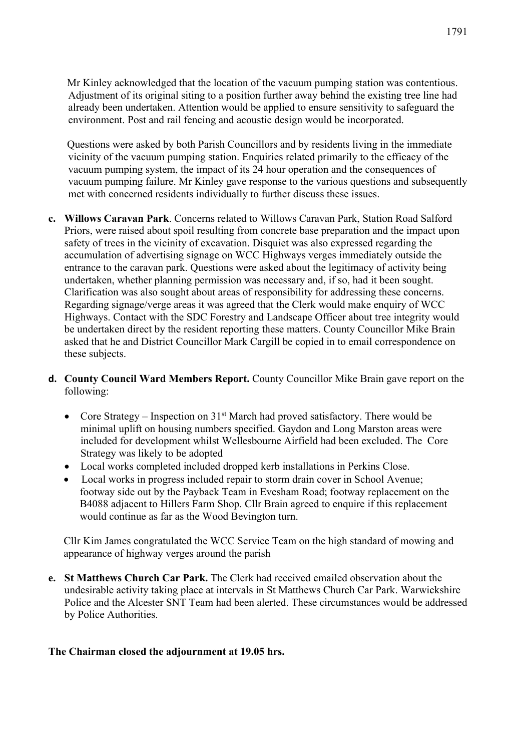Mr Kinley acknowledged that the location of the vacuum pumping station was contentious. Adjustment of its original siting to a position further away behind the existing tree line had already been undertaken. Attention would be applied to ensure sensitivity to safeguard the environment. Post and rail fencing and acoustic design would be incorporated.

Questions were asked by both Parish Councillors and by residents living in the immediate vicinity of the vacuum pumping station. Enquiries related primarily to the efficacy of the vacuum pumping system, the impact of its 24 hour operation and the consequences of vacuum pumping failure. Mr Kinley gave response to the various questions and subsequently met with concerned residents individually to further discuss these issues.

c. **Willows Caravan Park**. Concerns related to Willows Caravan Park, Station Road Salford Priors, were raised about spoil resulting from concrete base preparation and the impact upon safety of trees in the vicinity of excavation. Disquiet was also expressed regarding the accumulation of advertising signage on WCC Highways verges immediately outside the entrance to the caravan park. Questions were asked about the legitimacy of activity being undertaken, whether planning permission was necessary and, if so, had it been sought. Clarification was also sought about areas of responsibility for addressing these concerns. Regarding signage/verge areas it was agreed that the Clerk would make enquiry of WCC Highways. Contact with the SDC Forestry and Landscape Officer about tree integrity would be undertaken direct by the resident reporting these matters. County Councillor Mike Brain asked that he and District Councillor Mark Cargill be copied in to email correspondence on these subjects.

d. **County Council Ward Members Report.** County Councillor Mike Brain gave report on the following:

- Core Strategy – Inspection on 31st March had proved satisfactory. There would be minimal uplift on housing numbers specified. Gaydon and Long Marston areas were included for development whilst Wellesbourne Airfield had been excluded. The Core Strategy was likely to be adopted
- Local works completed included dropped kerb installations in Perkins Close.
- Local works in progress included repair to storm drain cover in School Avenue; footway side out by the Payback Team in Evesham Road; footway replacement on the B4088 adjacent to Hillers Farm Shop. Cllr Brain agreed to enquire if this replacement would continue as far as the Wood Bevington turn.

Cllr Kim James congratulated the WCC Service Team on the high standard of mowing and appearance of highway verges around the parish

e. **St Matthews Church Car Park.** The Clerk had received emailed observation about the undesirable activity taking place at intervals in St Matthews Church Car Park. Warwickshire Police and the Alcester SNT Team had been alerted. These circumstances would be addressed by Police Authorities.

**The Chairman closed the adjournment at 19.05 hrs.**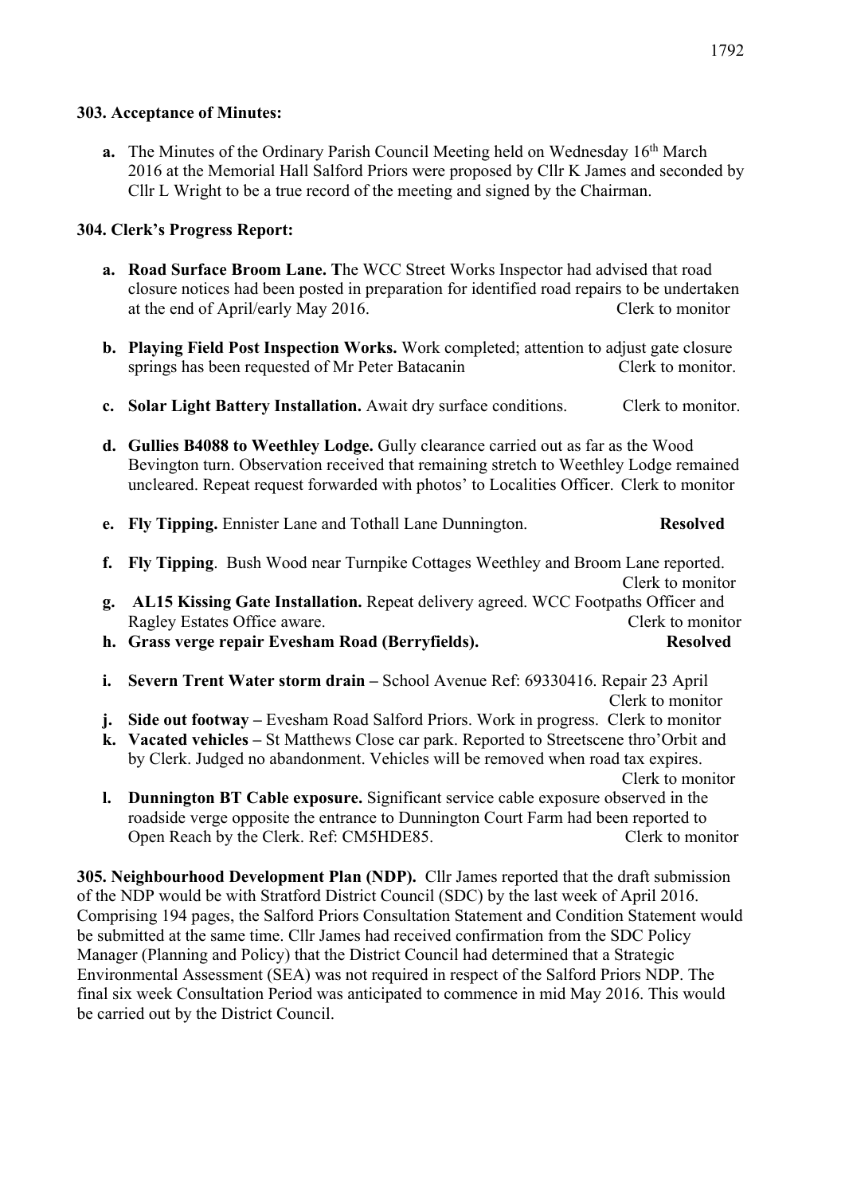**303. Acceptance of Minutes:**

**a.** The Minutes of the Ordinary Parish Council Meeting held on Wednesday 16th March 2016 at the Memorial Hall Salford Priors were proposed by Cllr K James and seconded by Cllr L Wright to be a true record of the meeting and signed by the Chairman.

**304. Clerk's Progress Report:**

**a. Road Surface Broom Lane. T**he WCC Street Works Inspector had advised that road closure notices had been posted in preparation for identified road repairs to be undertaken at the end of April/early May 2016. Clerk to monitor

**b. Playing Field Post Inspection Works.** Work completed; attention to adjust gate closure springs has been requested of Mr Peter Batacanin Clerk to monitor.

**c. Solar Light Battery Installation.** Await dry surface conditions. Clerk to monitor.

**d. Gullies B4088 to Weethley Lodge.** Gully clearance carried out as far as the Wood Bevington turn. Observation received that remaining stretch to Weethley Lodge remained uncleared. Repeat request forwarded with photos' to Localities Officer. Clerk to monitor

**e. Fly Tipping.** Ennister Lane and Tothall Lane Dunnington. **Resolved**

**f. Fly Tipping**. Bush Wood near Turnpike Cottages Weethley and Broom Lane reported. Clerk to monitor

**g. AL15 Kissing Gate Installation.** Repeat delivery agreed. WCC Footpaths Officer and Ragley Estates Office aware. Clerk to monitor

**h. Grass verge repair Evesham Road (Berryfields). Resolved**

**i. Severn Trent Water storm drain –** School Avenue Ref: 69330416. Repair 23 April Clerk to monitor

**j. Side out footway –** Evesham Road Salford Priors. Work in progress. Clerk to monitor

**k. Vacated vehicles –** St Matthews Close car park. Reported to Streetscene thro'Orbit and by Clerk. Judged no abandonment. Vehicles will be removed when road tax expires. Clerk to monitor

**l. Dunnington BT Cable exposure.** Significant service cable exposure observed in the roadside verge opposite the entrance to Dunnington Court Farm had been reported to Open Reach by the Clerk. Ref: CM5HDE85. Clerk to monitor

**305. Neighbourhood Development Plan (NDP).** Cllr James reported that the draft submission of the NDP would be with Stratford District Council (SDC) by the last week of April 2016. Comprising 194 pages, the Salford Priors Consultation Statement and Condition Statement would be submitted at the same time. Cllr James had received confirmation from the SDC Policy Manager (Planning and Policy) that the District Council had determined that a Strategic Environmental Assessment (SEA) was not required in respect of the Salford Priors NDP. The final six week Consultation Period was anticipated to commence in mid May 2016. This would be carried out by the District Council.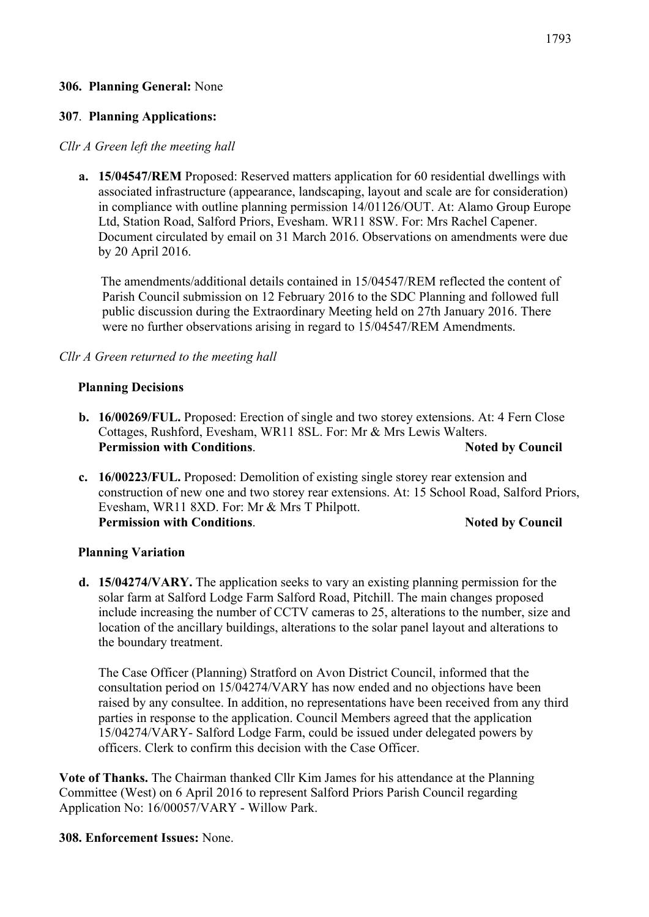**306. Planning General:** None

**307**. **Planning Applications:**

*Cllr A Green left the meeting hall*

**a. 15/04547/REM** Proposed: Reserved matters application for 60 residential dwellings with associated infrastructure (appearance, landscaping, layout and scale are for consideration) in compliance with outline planning permission 14/01126/OUT. At: Alamo Group Europe Ltd, Station Road, Salford Priors, Evesham. WR11 8SW. For: Mrs Rachel Capener. Document circulated by email on 31 March 2016. Observations on amendments were due by 20 April 2016.

The amendments/additional details contained in 15/04547/REM reflected the content of Parish Council submission on 12 February 2016 to the SDC Planning and followed full public discussion during the Extraordinary Meeting held on 27th January 2016. There were no further observations arising in regard to 15/04547/REM Amendments.

*Cllr A Green returned to the meeting hall*

**Planning Decisions**

**b. 16/00269/FUL.** Proposed: Erection of single and two storey extensions. At: 4 Fern Close Cottages, Rushford, Evesham, WR11 8SL. For: Mr & Mrs Lewis Walters.
**Permission with Conditions**. **Noted by Council**

**c. 16/00223/FUL.** Proposed: Demolition of existing single storey rear extension and construction of new one and two storey rear extensions. At: 15 School Road, Salford Priors, Evesham, WR11 8XD. For: Mr & Mrs T Philpott.
**Permission with Conditions**. **Noted by Council**

**Planning Variation**

**d. 15/04274/VARY.** The application seeks to vary an existing planning permission for the solar farm at Salford Lodge Farm Salford Road, Pitchill. The main changes proposed include increasing the number of CCTV cameras to 25, alterations to the number, size and location of the ancillary buildings, alterations to the solar panel layout and alterations to the boundary treatment.

The Case Officer (Planning) Stratford on Avon District Council, informed that the consultation period on 15/04274/VARY has now ended and no objections have been raised by any consultee. In addition, no representations have been received from any third parties in response to the application. Council Members agreed that the application 15/04274/VARY- Salford Lodge Farm, could be issued under delegated powers by officers. Clerk to confirm this decision with the Case Officer.

**Vote of Thanks.** The Chairman thanked Cllr Kim James for his attendance at the Planning Committee (West) on 6 April 2016 to represent Salford Priors Parish Council regarding Application No: 16/00057/VARY - Willow Park.

**308. Enforcement Issues:** None.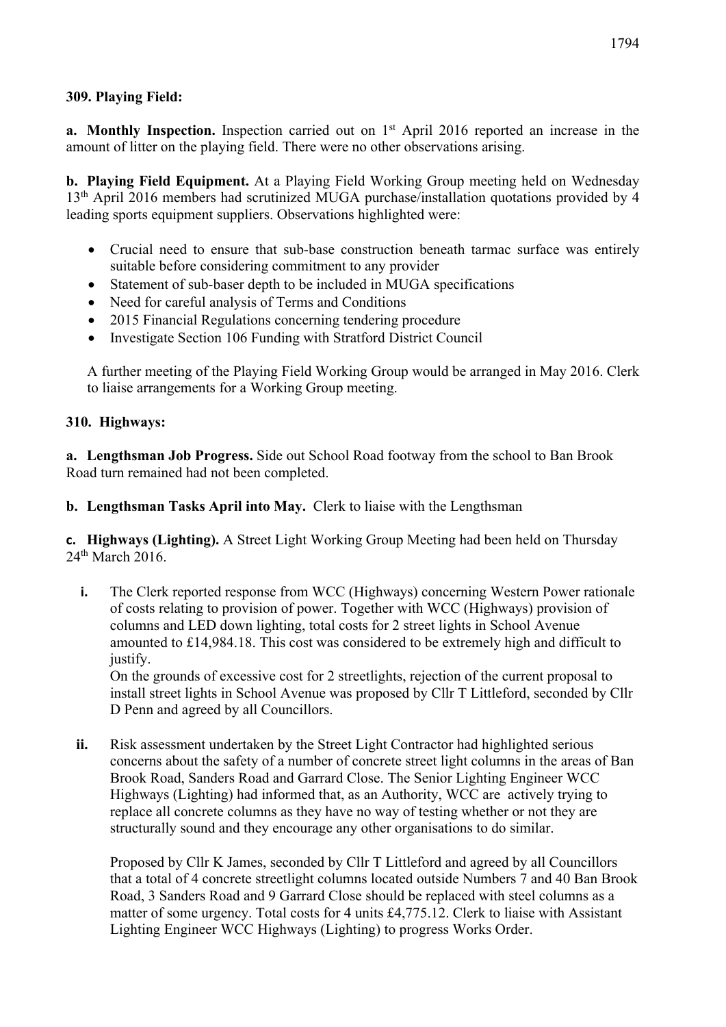**309. Playing Field:**

**a. Monthly Inspection.** Inspection carried out on 1st April 2016 reported an increase in the amount of litter on the playing field. There were no other observations arising.

**b. Playing Field Equipment.** At a Playing Field Working Group meeting held on Wednesday 13th April 2016 members had scrutinized MUGA purchase/installation quotations provided by 4 leading sports equipment suppliers. Observations highlighted were:

- Crucial need to ensure that sub-base construction beneath tarmac surface was entirely suitable before considering commitment to any provider
- Statement of sub-baser depth to be included in MUGA specifications
- Need for careful analysis of Terms and Conditions
- 2015 Financial Regulations concerning tendering procedure
- Investigate Section 106 Funding with Stratford District Council

A further meeting of the Playing Field Working Group would be arranged in May 2016. Clerk to liaise arrangements for a Working Group meeting.

**310. Highways:**

**a. Lengthsman Job Progress.** Side out School Road footway from the school to Ban Brook Road turn remained had not been completed.

**b. Lengthsman Tasks April into May.** Clerk to liaise with the Lengthsman

**c. Highways (Lighting).** A Street Light Working Group Meeting had been held on Thursday 24th March 2016.

**i.** The Clerk reported response from WCC (Highways) concerning Western Power rationale of costs relating to provision of power. Together with WCC (Highways) provision of columns and LED down lighting, total costs for 2 street lights in School Avenue amounted to £14,984.18. This cost was considered to be extremely high and difficult to justify.
On the grounds of excessive cost for 2 streetlights, rejection of the current proposal to install street lights in School Avenue was proposed by Cllr T Littleford, seconded by Cllr D Penn and agreed by all Councillors.

**ii.** Risk assessment undertaken by the Street Light Contractor had highlighted serious concerns about the safety of a number of concrete street light columns in the areas of Ban Brook Road, Sanders Road and Garrard Close. The Senior Lighting Engineer WCC Highways (Lighting) had informed that, as an Authority, WCC are actively trying to replace all concrete columns as they have no way of testing whether or not they are structurally sound and they encourage any other organisations to do similar.

Proposed by Cllr K James, seconded by Cllr T Littleford and agreed by all Councillors that a total of 4 concrete streetlight columns located outside Numbers 7 and 40 Ban Brook Road, 3 Sanders Road and 9 Garrard Close should be replaced with steel columns as a matter of some urgency. Total costs for 4 units £4,775.12. Clerk to liaise with Assistant Lighting Engineer WCC Highways (Lighting) to progress Works Order.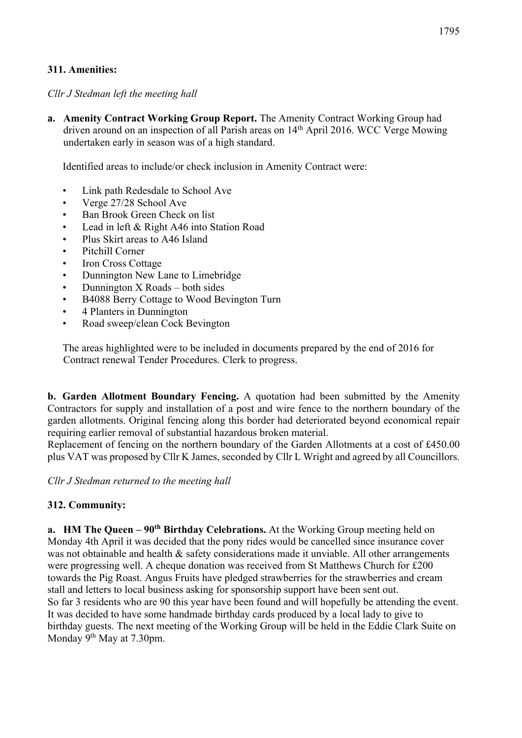### 311. Amenities:

*Cllr J Stedman left the meeting hall*

**a. Amenity Contract Working Group Report.** The Amenity Contract Working Group had driven around on an inspection of all Parish areas on 14th April 2016. WCC Verge Mowing undertaken early in season was of a high standard.

Identified areas to include/or check inclusion in Amenity Contract were:

- Link path Redesdale to School Ave
- Verge 27/28 School Ave
- Ban Brook Green Check on list
- Lead in left & Right A46 into Station Road
- Plus Skirt areas to A46 Island
- Pitchill Corner
- Iron Cross Cottage
- Dunnington New Lane to Limebridge
- Dunnington X Roads – both sides
- B4088 Berry Cottage to Wood Bevington Turn
- 4 Planters in Dunnington
- Road sweep/clean Cock Bevington

The areas highlighted were to be included in documents prepared by the end of 2016 for Contract renewal Tender Procedures. Clerk to progress.

**b. Garden Allotment Boundary Fencing.** A quotation had been submitted by the Amenity Contractors for supply and installation of a post and wire fence to the northern boundary of the garden allotments. Original fencing along this border had deteriorated beyond economical repair requiring earlier removal of substantial hazardous broken material.
Replacement of fencing on the northern boundary of the Garden Allotments at a cost of £450.00 plus VAT was proposed by Cllr K James, seconded by Cllr L Wright and agreed by all Councillors.

*Cllr J Stedman returned to the meeting hall*

### 312. Community:

**a. HM The Queen – 90th Birthday Celebrations.** At the Working Group meeting held on Monday 4th April it was decided that the pony rides would be cancelled since insurance cover was not obtainable and health & safety considerations made it unviable. All other arrangements were progressing well. A cheque donation was received from St Matthews Church for £200 towards the Pig Roast. Angus Fruits have pledged strawberries for the strawberries and cream stall and letters to local business asking for sponsorship support have been sent out.
So far 3 residents who are 90 this year have been found and will hopefully be attending the event. It was decided to have some handmade birthday cards produced by a local lady to give to birthday guests. The next meeting of the Working Group will be held in the Eddie Clark Suite on Monday 9th May at 7.30pm.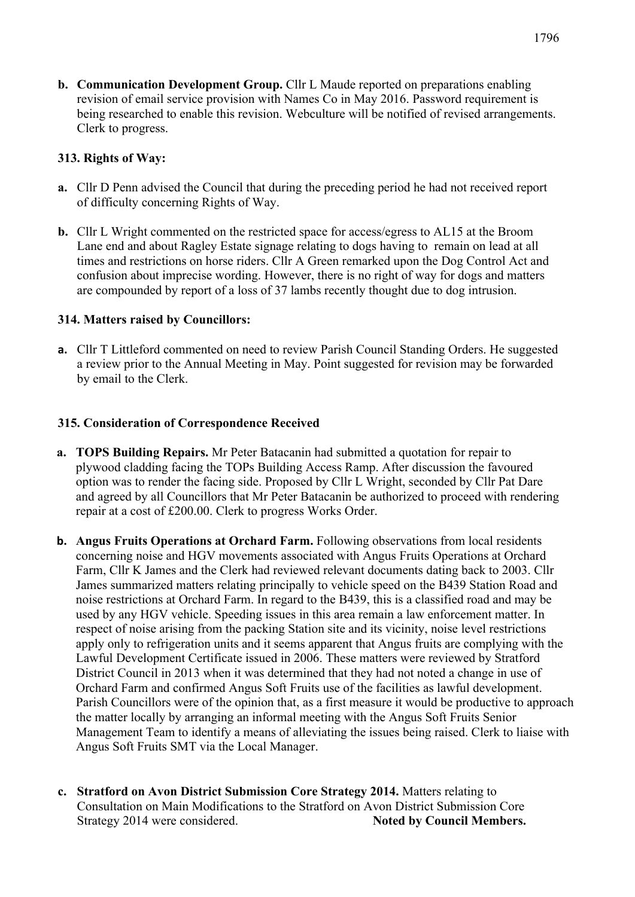**b. Communication Development Group.** Cllr L Maude reported on preparations enabling revision of email service provision with Names Co in May 2016. Password requirement is being researched to enable this revision. Webculture will be notified of revised arrangements. Clerk to progress.

### 313. Rights of Way:

**a.** Cllr D Penn advised the Council that during the preceding period he had not received report of difficulty concerning Rights of Way.

**b.** Cllr L Wright commented on the restricted space for access/egress to AL15 at the Broom Lane end and about Ragley Estate signage relating to dogs having to remain on lead at all times and restrictions on horse riders. Cllr A Green remarked upon the Dog Control Act and confusion about imprecise wording. However, there is no right of way for dogs and matters are compounded by report of a loss of 37 lambs recently thought due to dog intrusion.

### 314. Matters raised by Councillors:

**a.** Cllr T Littleford commented on need to review Parish Council Standing Orders. He suggested a review prior to the Annual Meeting in May. Point suggested for revision may be forwarded by email to the Clerk.

### 315. Consideration of Correspondence Received

**a. TOPS Building Repairs.** Mr Peter Batacanin had submitted a quotation for repair to plywood cladding facing the TOPs Building Access Ramp. After discussion the favoured option was to render the facing side. Proposed by Cllr L Wright, seconded by Cllr Pat Dare and agreed by all Councillors that Mr Peter Batacanin be authorized to proceed with rendering repair at a cost of £200.00. Clerk to progress Works Order.

**b. Angus Fruits Operations at Orchard Farm.** Following observations from local residents concerning noise and HGV movements associated with Angus Fruits Operations at Orchard Farm, Cllr K James and the Clerk had reviewed relevant documents dating back to 2003. Cllr James summarized matters relating principally to vehicle speed on the B439 Station Road and noise restrictions at Orchard Farm. In regard to the B439, this is a classified road and may be used by any HGV vehicle. Speeding issues in this area remain a law enforcement matter. In respect of noise arising from the packing Station site and its vicinity, noise level restrictions apply only to refrigeration units and it seems apparent that Angus fruits are complying with the Lawful Development Certificate issued in 2006. These matters were reviewed by Stratford District Council in 2013 when it was determined that they had not noted a change in use of Orchard Farm and confirmed Angus Soft Fruits use of the facilities as lawful development. Parish Councillors were of the opinion that, as a first measure it would be productive to approach the matter locally by arranging an informal meeting with the Angus Soft Fruits Senior Management Team to identify a means of alleviating the issues being raised. Clerk to liaise with Angus Soft Fruits SMT via the Local Manager.

**c. Stratford on Avon District Submission Core Strategy 2014.** Matters relating to Consultation on Main Modifications to the Stratford on Avon District Submission Core Strategy 2014 were considered. **Noted by Council Members.**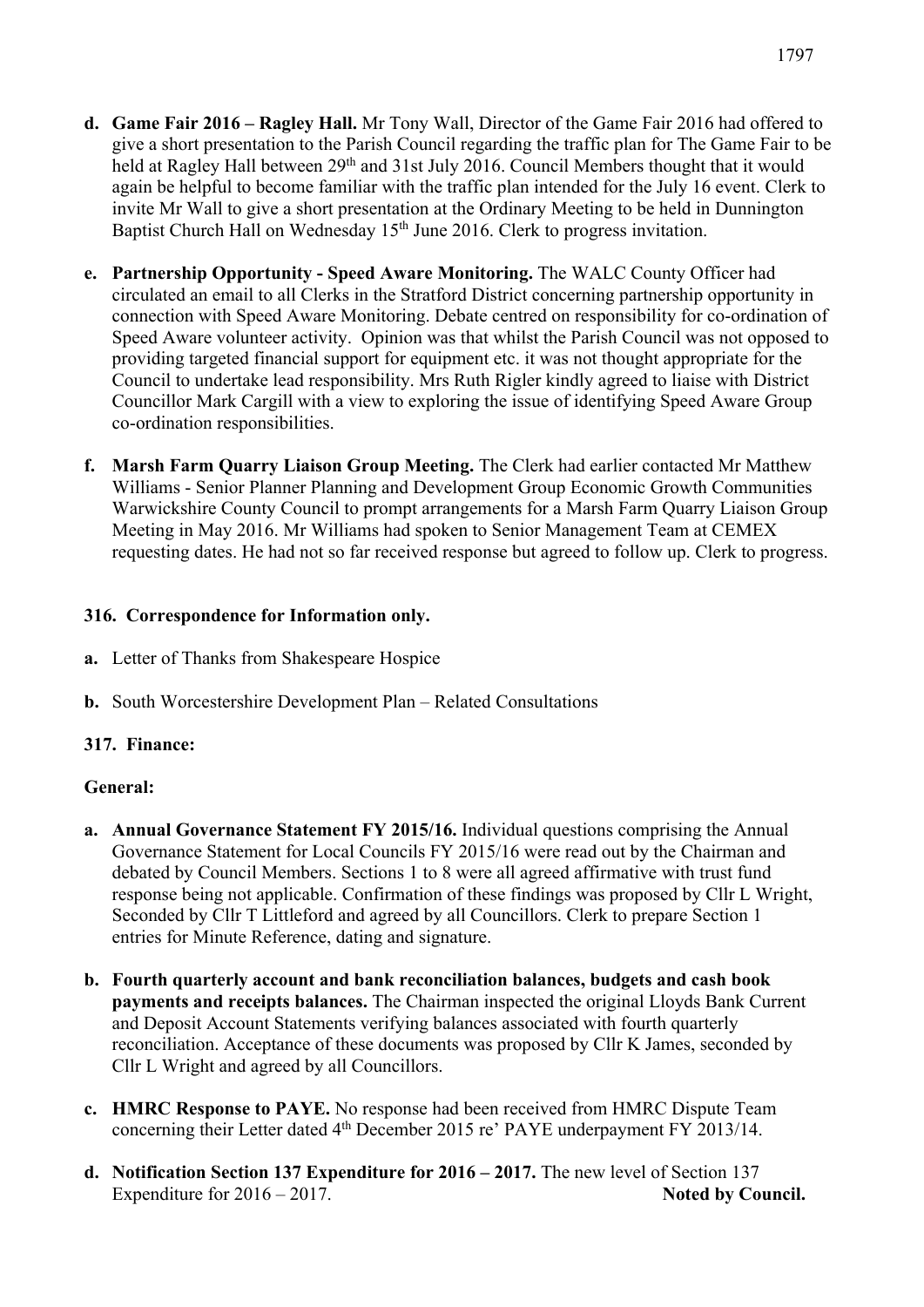- **d. Game Fair 2016 – Ragley Hall.** Mr Tony Wall, Director of the Game Fair 2016 had offered to give a short presentation to the Parish Council regarding the traffic plan for The Game Fair to be held at Ragley Hall between 29th and 31st July 2016. Council Members thought that it would again be helpful to become familiar with the traffic plan intended for the July 16 event. Clerk to invite Mr Wall to give a short presentation at the Ordinary Meeting to be held in Dunnington Baptist Church Hall on Wednesday 15th June 2016. Clerk to progress invitation.

- **e. Partnership Opportunity - Speed Aware Monitoring.** The WALC County Officer had circulated an email to all Clerks in the Stratford District concerning partnership opportunity in connection with Speed Aware Monitoring. Debate centred on responsibility for co-ordination of Speed Aware volunteer activity. Opinion was that whilst the Parish Council was not opposed to providing targeted financial support for equipment etc. it was not thought appropriate for the Council to undertake lead responsibility. Mrs Ruth Rigler kindly agreed to liaise with District Councillor Mark Cargill with a view to exploring the issue of identifying Speed Aware Group co-ordination responsibilities.

- **f. Marsh Farm Quarry Liaison Group Meeting.** The Clerk had earlier contacted Mr Matthew Williams - Senior Planner Planning and Development Group Economic Growth Communities Warwickshire County Council to prompt arrangements for a Marsh Farm Quarry Liaison Group Meeting in May 2016. Mr Williams had spoken to Senior Management Team at CEMEX requesting dates. He had not so far received response but agreed to follow up. Clerk to progress.

**316. Correspondence for Information only.**

- **a.** Letter of Thanks from Shakespeare Hospice

- **b.** South Worcestershire Development Plan – Related Consultations

**317. Finance:**

**General:**

- **a. Annual Governance Statement FY 2015/16.** Individual questions comprising the Annual Governance Statement for Local Councils FY 2015/16 were read out by the Chairman and debated by Council Members. Sections 1 to 8 were all agreed affirmative with trust fund response being not applicable. Confirmation of these findings was proposed by Cllr L Wright, Seconded by Cllr T Littleford and agreed by all Councillors. Clerk to prepare Section 1 entries for Minute Reference, dating and signature.

- **b. Fourth quarterly account and bank reconciliation balances, budgets and cash book payments and receipts balances.** The Chairman inspected the original Lloyds Bank Current and Deposit Account Statements verifying balances associated with fourth quarterly reconciliation. Acceptance of these documents was proposed by Cllr K James, seconded by Cllr L Wright and agreed by all Councillors.

- **c. HMRC Response to PAYE.** No response had been received from HMRC Dispute Team concerning their Letter dated 4th December 2015 re' PAYE underpayment FY 2013/14.

- **d. Notification Section 137 Expenditure for 2016 – 2017.** The new level of Section 137 Expenditure for 2016 – 2017. **Noted by Council.**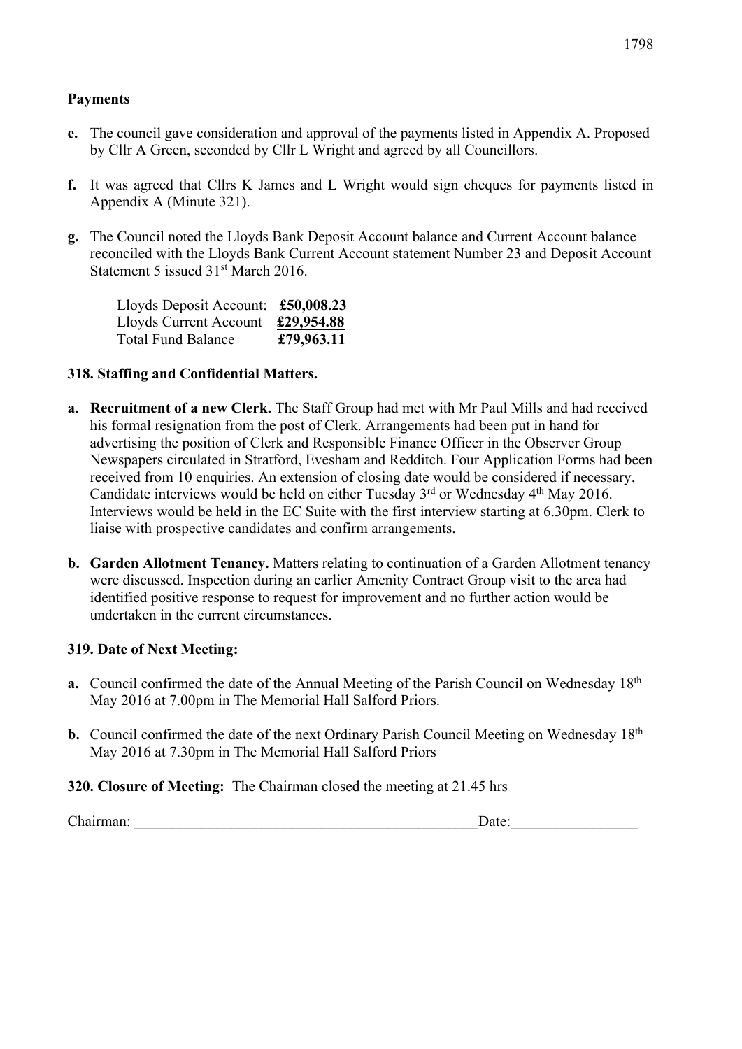**Payments**

**e.** The council gave consideration and approval of the payments listed in Appendix A. Proposed by Cllr A Green, seconded by Cllr L Wright and agreed by all Councillors.

**f.** It was agreed that Cllrs K James and L Wright would sign cheques for payments listed in Appendix A (Minute 321).

**g.** The Council noted the Lloyds Bank Deposit Account balance and Current Account balance reconciled with the Lloyds Bank Current Account statement Number 23 and Deposit Account Statement 5 issued 31st March 2016.

| | |
|---|---|
| Lloyds Deposit Account: | **£50,008.23** |
| Lloyds Current Account | **£29,954.88** |
| Total Fund Balance | **£79,963.11** |

**318. Staffing and Confidential Matters.**

**a. Recruitment of a new Clerk.** The Staff Group had met with Mr Paul Mills and had received his formal resignation from the post of Clerk. Arrangements had been put in hand for advertising the position of Clerk and Responsible Finance Officer in the Observer Group Newspapers circulated in Stratford, Evesham and Redditch. Four Application Forms had been received from 10 enquiries. An extension of closing date would be considered if necessary. Candidate interviews would be held on either Tuesday 3rd or Wednesday 4th May 2016. Interviews would be held in the EC Suite with the first interview starting at 6.30pm. Clerk to liaise with prospective candidates and confirm arrangements.

**b. Garden Allotment Tenancy.** Matters relating to continuation of a Garden Allotment tenancy were discussed. Inspection during an earlier Amenity Contract Group visit to the area had identified positive response to request for improvement and no further action would be undertaken in the current circumstances.

**319. Date of Next Meeting:**

**a.** Council confirmed the date of the Annual Meeting of the Parish Council on Wednesday 18th May 2016 at 7.00pm in The Memorial Hall Salford Priors.

**b.** Council confirmed the date of the next Ordinary Parish Council Meeting on Wednesday 18th May 2016 at 7.30pm in The Memorial Hall Salford Priors

**320. Closure of Meeting:** The Chairman closed the meeting at 21.45 hrs

Chairman: _______________________________________________Date:________________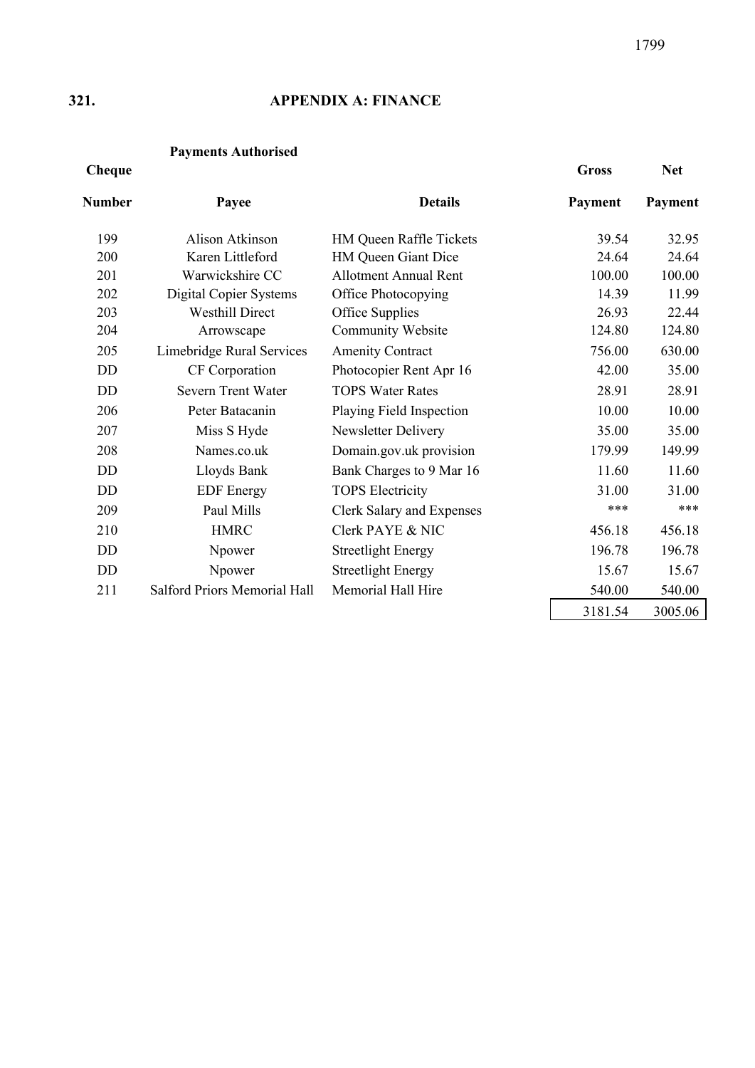## 321. APPENDIX A: FINANCE

**Payments Authorised**

| Cheque Number | Payee | Details | Gross Payment | Net Payment |
|---|---|---|---|---|
| 199 | Alison Atkinson | HM Queen Raffle Tickets | 39.54 | 32.95 |
| 200 | Karen Littleford | HM Queen Giant Dice | 24.64 | 24.64 |
| 201 | Warwickshire CC | Allotment Annual Rent | 100.00 | 100.00 |
| 202 | Digital Copier Systems | Office Photocopying | 14.39 | 11.99 |
| 203 | Westhill Direct | Office Supplies | 26.93 | 22.44 |
| 204 | Arrowscape | Community Website | 124.80 | 124.80 |
| 205 | Limebridge Rural Services | Amenity Contract | 756.00 | 630.00 |
| DD | CF Corporation | Photocopier Rent Apr 16 | 42.00 | 35.00 |
| DD | Severn Trent Water | TOPS Water Rates | 28.91 | 28.91 |
| 206 | Peter Batacanin | Playing Field Inspection | 10.00 | 10.00 |
| 207 | Miss S Hyde | Newsletter Delivery | 35.00 | 35.00 |
| 208 | Names.co.uk | Domain.gov.uk provision | 179.99 | 149.99 |
| DD | Lloyds Bank | Bank Charges to 9 Mar 16 | 11.60 | 11.60 |
| DD | EDF Energy | TOPS Electricity | 31.00 | 31.00 |
| 209 | Paul Mills | Clerk Salary and Expenses | *** | *** |
| 210 | HMRC | Clerk PAYE & NIC | 456.18 | 456.18 |
| DD | Npower | Streetlight Energy | 196.78 | 196.78 |
| DD | Npower | Streetlight Energy | 15.67 | 15.67 |
| 211 | Salford Priors Memorial Hall | Memorial Hall Hire | 540.00 | 540.00 |
| | | | 3181.54 | 3005.06 |